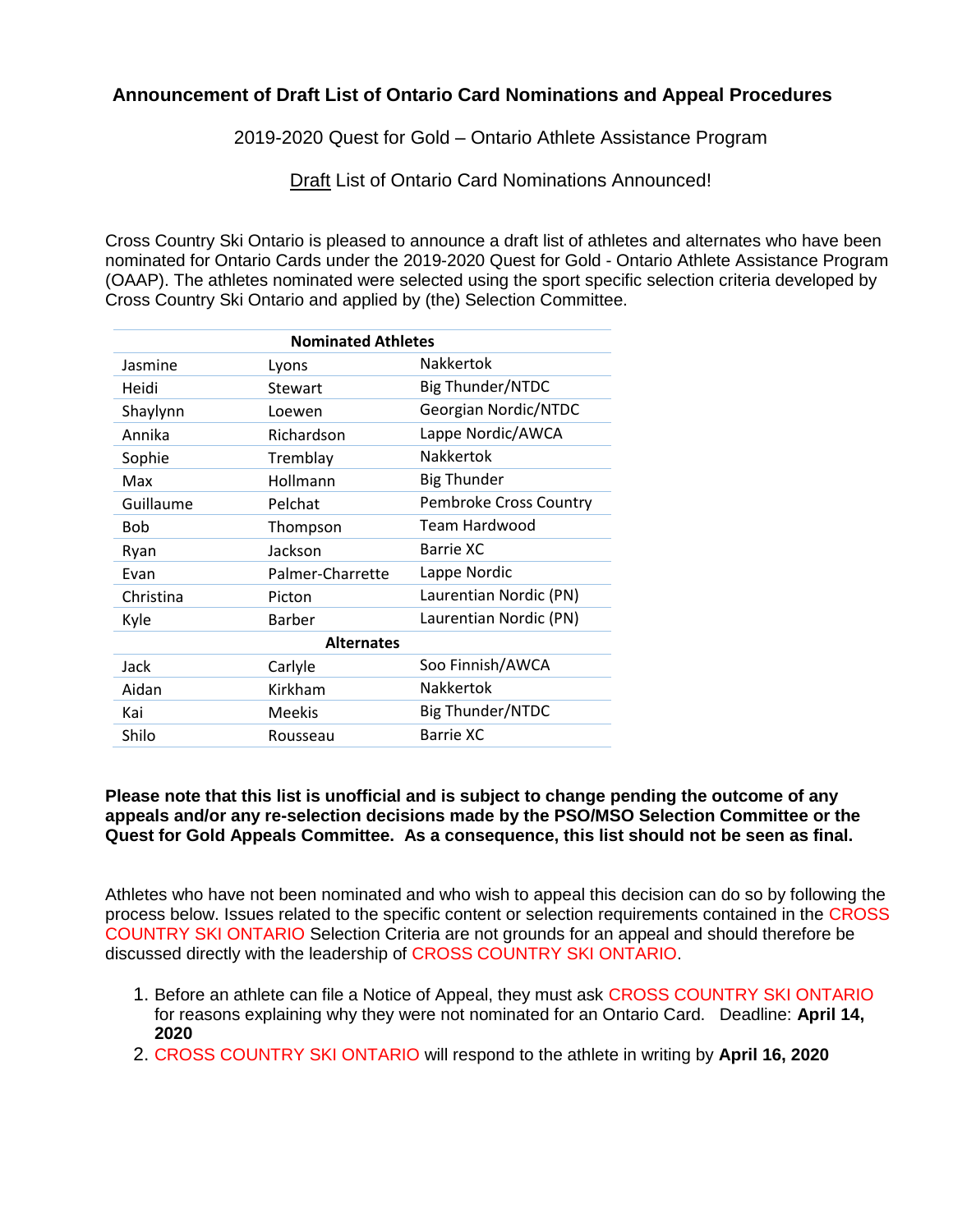## Announcement of Draft List of Ontario Card Nominations and Appeal Procedures

2019-2020 Quest for Gold – Ontario Athlete Assistance Program

Draft List of Ontario Card Nominations Announced!

Cross Country Ski Ontario is pleased to announce a draft list of athletes and alternates who have been nominated for Ontario Cards under the 2019-2020 Quest for Gold - Ontario Athlete Assistance Program (OAAP). The athletes nominated were selected using the sport specific selection criteria developed by Cross Country Ski Ontario and applied by (the) Selection Committee.

| Nominated Athletes | | |
|---|---|---|
| Jasmine | Lyons | Nakkertok |
| Heidi | Stewart | Big Thunder/NTDC |
| Shaylynn | Loewen | Georgian Nordic/NTDC |
| Annika | Richardson | Lappe Nordic/AWCA |
| Sophie | Tremblay | Nakkertok |
| Max | Hollmann | Big Thunder |
| Guillaume | Pelchat | Pembroke Cross Country |
| Bob | Thompson | Team Hardwood |
| Ryan | Jackson | Barrie XC |
| Evan | Palmer-Charrette | Lappe Nordic |
| Christina | Picton | Laurentian Nordic (PN) |
| Kyle | Barber | Laurentian Nordic (PN) |
| **Alternates** | | |
| Jack | Carlyle | Soo Finnish/AWCA |
| Aidan | Kirkham | Nakkertok |
| Kai | Meekis | Big Thunder/NTDC |
| Shilo | Rousseau | Barrie XC |

**Please note that this list is unofficial and is subject to change pending the outcome of any appeals and/or any re-selection decisions made by the PSO/MSO Selection Committee or the Quest for Gold Appeals Committee. As a consequence, this list should not be seen as final.**

Athletes who have not been nominated and who wish to appeal this decision can do so by following the process below. Issues related to the specific content or selection requirements contained in the CROSS COUNTRY SKI ONTARIO Selection Criteria are not grounds for an appeal and should therefore be discussed directly with the leadership of CROSS COUNTRY SKI ONTARIO.

1. Before an athlete can file a Notice of Appeal, they must ask CROSS COUNTRY SKI ONTARIO for reasons explaining why they were not nominated for an Ontario Card. Deadline: **April 14, 2020**
2. CROSS COUNTRY SKI ONTARIO will respond to the athlete in writing by **April 16, 2020**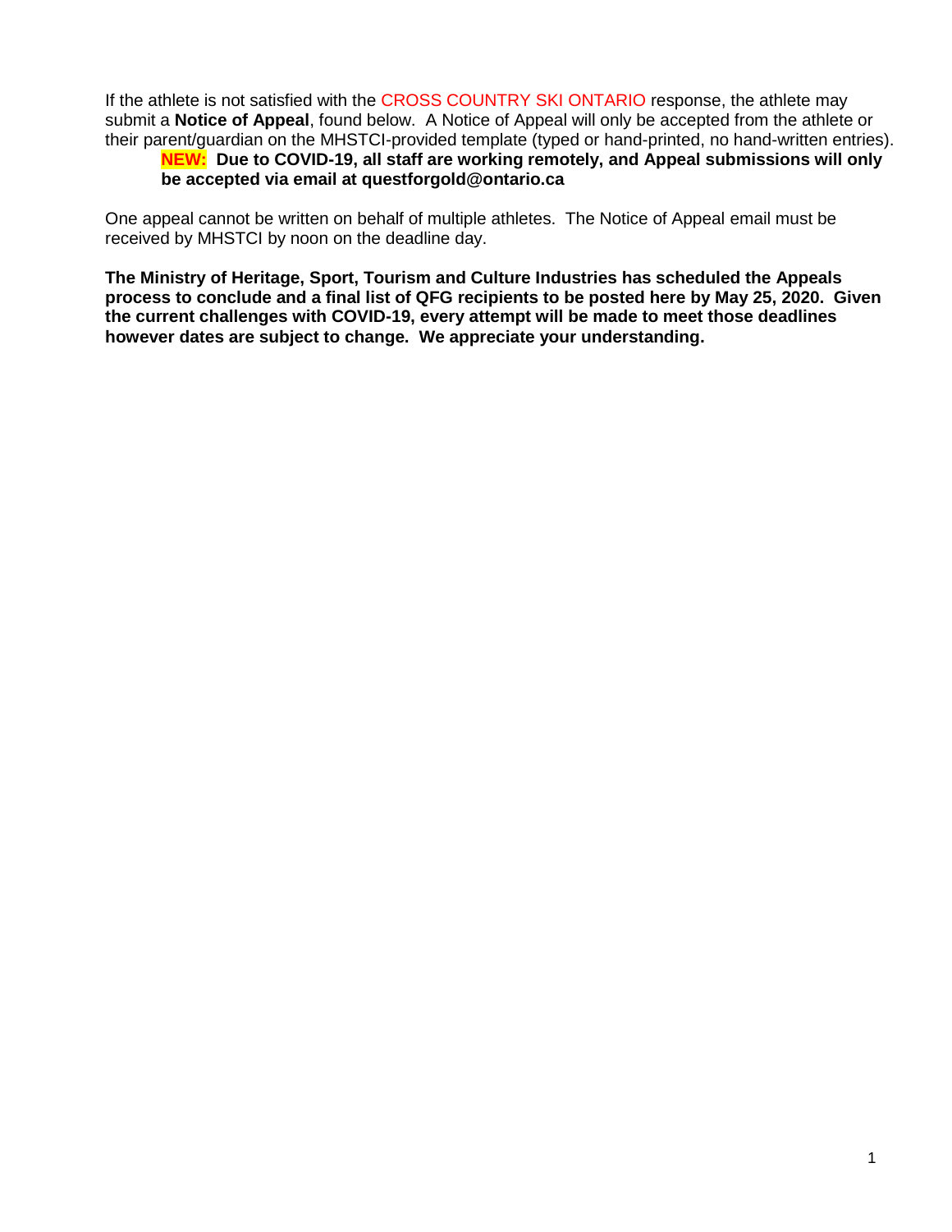If the athlete is not satisfied with the CROSS COUNTRY SKI ONTARIO response, the athlete may submit a **Notice of Appeal**, found below. A Notice of Appeal will only be accepted from the athlete or their parent/guardian on the MHSTCI-provided template (typed or hand-printed, no hand-written entries).

> **NEW: Due to COVID-19, all staff are working remotely, and Appeal submissions will only be accepted via email at questforgold@ontario.ca**

One appeal cannot be written on behalf of multiple athletes. The Notice of Appeal email must be received by MHSTCI by noon on the deadline day.

**The Ministry of Heritage, Sport, Tourism and Culture Industries has scheduled the Appeals process to conclude and a final list of QFG recipients to be posted here by May 25, 2020. Given the current challenges with COVID-19, every attempt will be made to meet those deadlines however dates are subject to change. We appreciate your understanding.**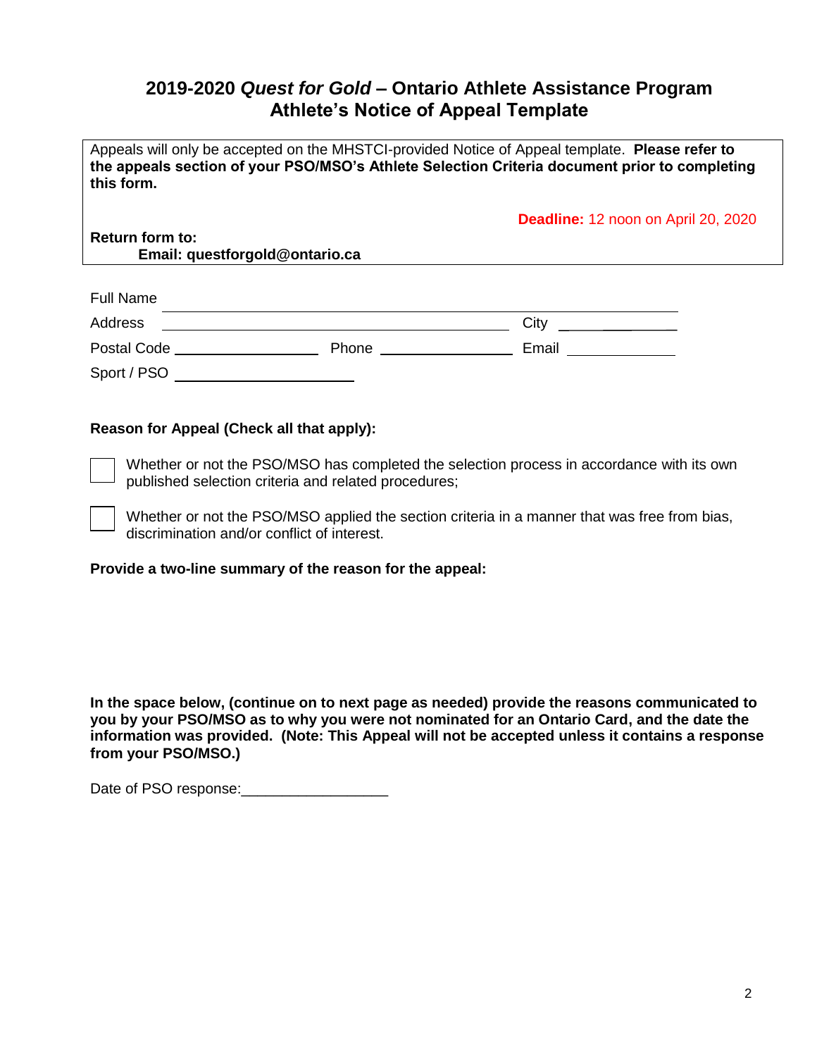# 2019-2020 *Quest for Gold* – Ontario Athlete Assistance Program
## Athlete's Notice of Appeal Template

Appeals will only be accepted on the MHSTCI-provided Notice of Appeal template. **Please refer to the appeals section of your PSO/MSO's Athlete Selection Criteria document prior to completing this form.**

**Deadline:** 12 noon on April 20, 2020

**Return form to:**
**Email: questforgold@ontario.ca**

Full Name ______________________________________________

Address ______________________________ City ______________

Postal Code ______________ Phone ______________ Email ______________

Sport / PSO ______________________

**Reason for Appeal (Check all that apply):**

☐ Whether or not the PSO/MSO has completed the selection process in accordance with its own published selection criteria and related procedures;

☐ Whether or not the PSO/MSO applied the section criteria in a manner that was free from bias, discrimination and/or conflict of interest.

**Provide a two-line summary of the reason for the appeal:**

**In the space below, (continue on to next page as needed) provide the reasons communicated to you by your PSO/MSO as to why you were not nominated for an Ontario Card, and the date the information was provided. (Note: This Appeal will not be accepted unless it contains a response from your PSO/MSO.)**

Date of PSO response:__________________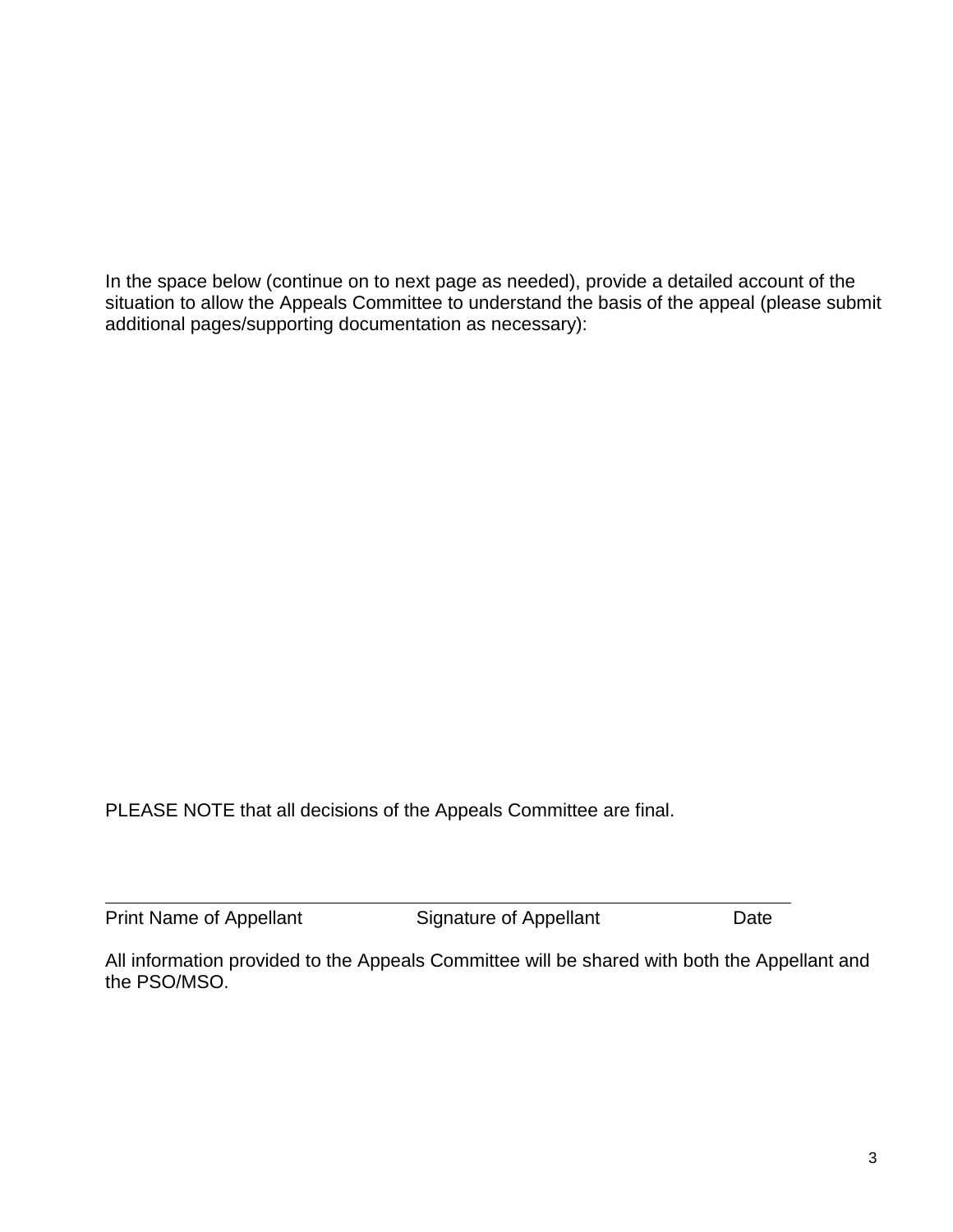In the space below (continue on to next page as needed), provide a detailed account of the situation to allow the Appeals Committee to understand the basis of the appeal (please submit additional pages/supporting documentation as necessary):

PLEASE NOTE that all decisions of the Appeals Committee are final.

| | | |
|---|---|---|
| Print Name of Appellant | Signature of Appellant | Date |

All information provided to the Appeals Committee will be shared with both the Appellant and the PSO/MSO.